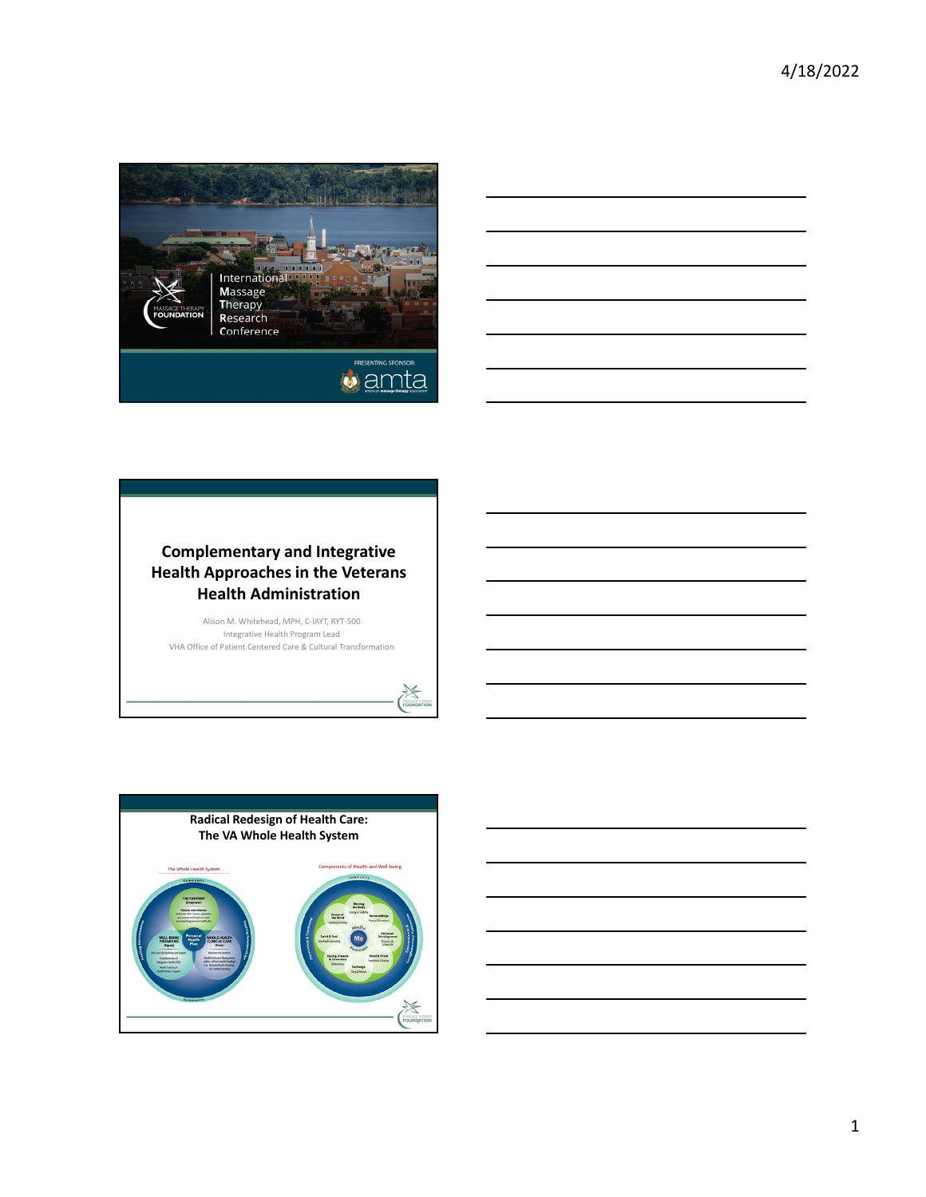International
Massage
Therapy
Research
Conference

MASSAGE THERAPY FOUNDATION

PRESENTING SPONSOR: amta american massage therapy association

## Complementary and Integrative Health Approaches in the Veterans Health Administration

Alison M. Whitehead, MPH, C-IAYT, RYT-500
Integrative Health Program Lead
VHA Office of Patient Centered Care & Cultural Transformation

## Radical Redesign of Health Care: The VA Whole Health System

The Whole Health System

Components of Health and Well-being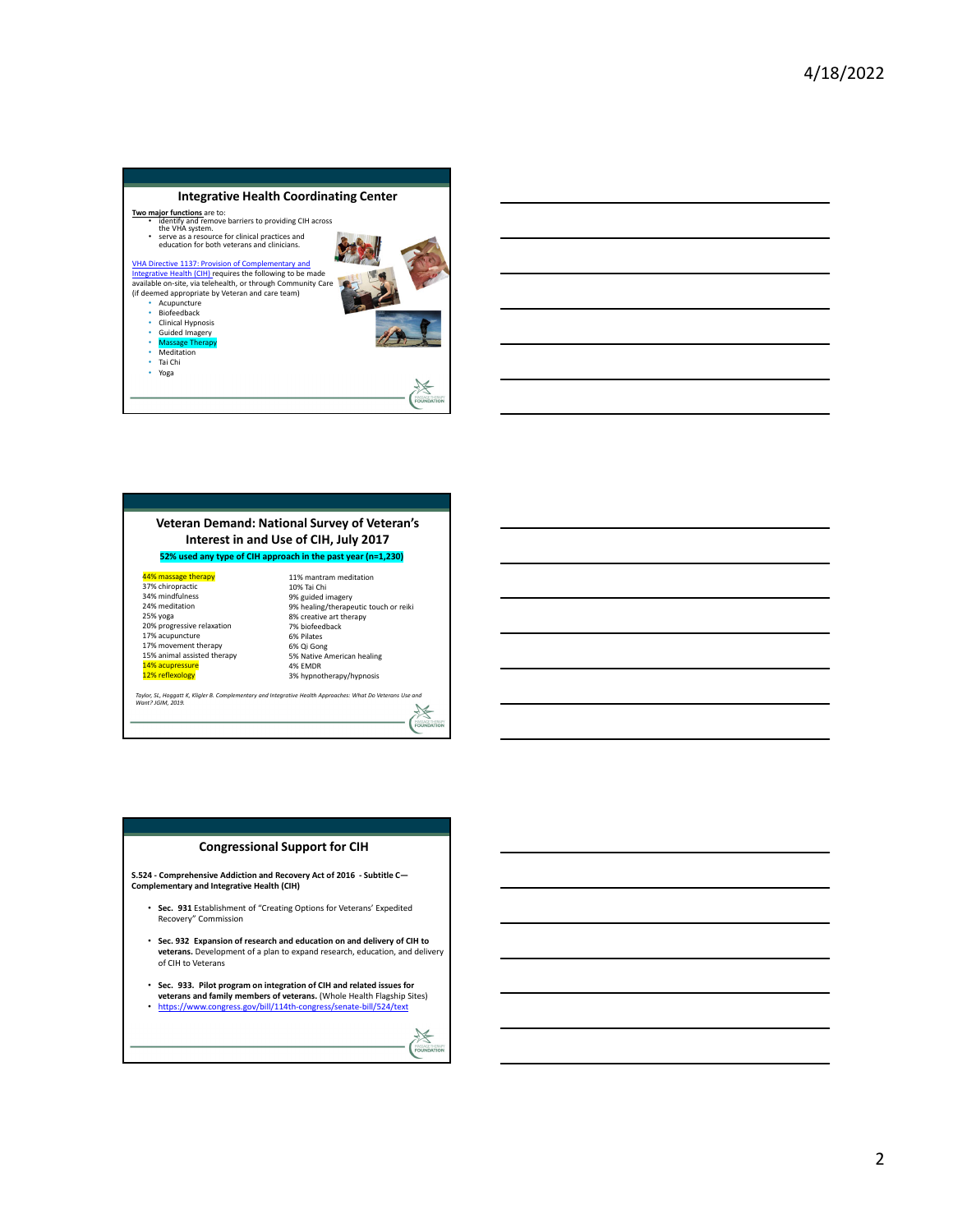## Integrative Health Coordinating Center

**Two major functions** are to:

- identify and remove barriers to providing CIH across the VHA system.
- serve as a resource for clinical practices and education for both veterans and clinicians.

VHA Directive 1137: Provision of Complementary and Integrative Health (CIH) requires the following to be made available on-site, via telehealth, or through Community Care (if deemed appropriate by Veteran and care team)

- Acupuncture
- Biofeedback
- Clinical Hypnosis
- Guided Imagery
- Massage Therapy
- Meditation
- Tai Chi
- Yoga

## Veteran Demand: National Survey of Veteran's Interest in and Use of CIH, July 2017

**52% used any type of CIH approach in the past year (n=1,230)**

- 44% massage therapy
- 37% chiropractic
- 34% mindfulness
- 24% meditation
- 25% yoga
- 20% progressive relaxation
- 17% acupuncture
- 17% movement therapy
- 15% animal assisted therapy
- 14% acupressure
- 12% reflexology
- 11% mantram meditation
- 10% Tai Chi
- 9% guided imagery
- 9% healing/therapeutic touch or reiki
- 8% creative art therapy
- 7% biofeedback
- 6% Pilates
- 6% Qi Gong
- 5% Native American healing
- 4% EMDR
- 3% hypnotherapy/hypnosis

*Taylor, SL, Hoggatt K, Kligler B. Complementary and Integrative Health Approaches: What Do Veterans Use and Want? JGIM, 2019.*

## Congressional Support for CIH

**S.524 - Comprehensive Addiction and Recovery Act of 2016 - Subtitle C—Complementary and Integrative Health (CIH)**

- **Sec. 931** Establishment of "Creating Options for Veterans' Expedited Recovery" Commission
- **Sec. 932 Expansion of research and education on and delivery of CIH to veterans.** Development of a plan to expand research, education, and delivery of CIH to Veterans
- **Sec. 933. Pilot program on integration of CIH and related issues for veterans and family members of veterans.** (Whole Health Flagship Sites)
- https://www.congress.gov/bill/114th-congress/senate-bill/524/text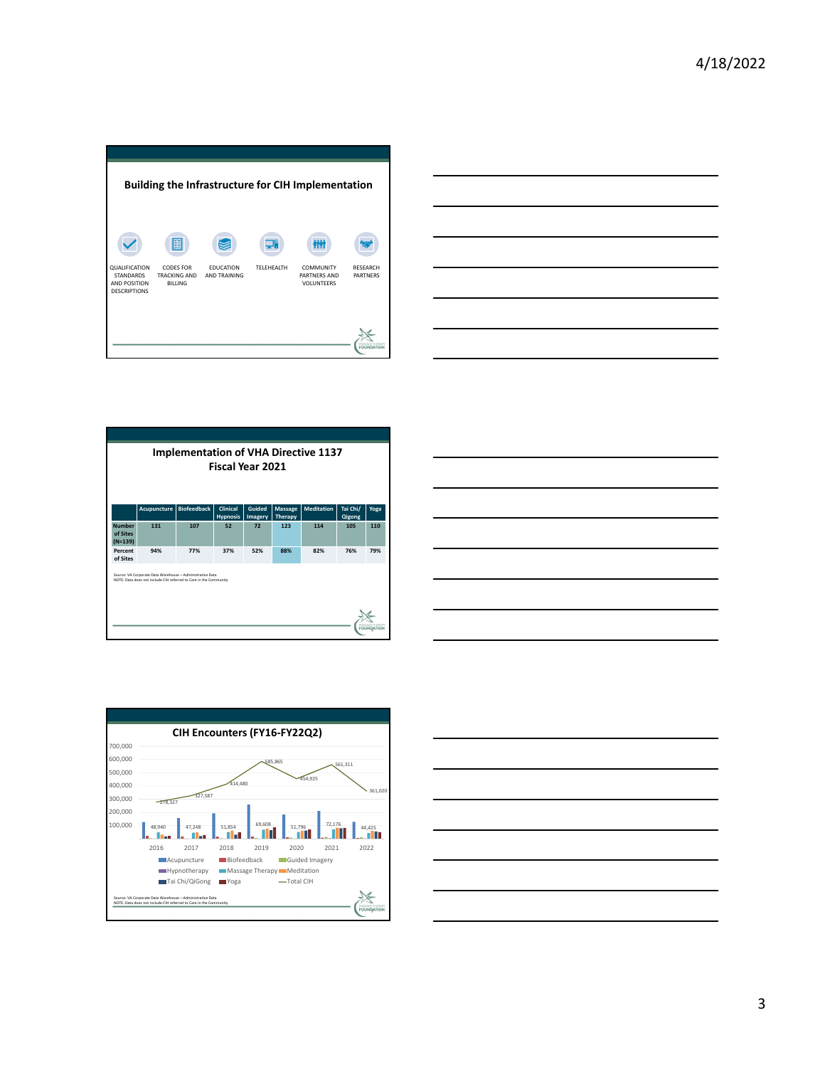## Building the Infrastructure for CIH Implementation

- QUALIFICATION STANDARDS AND POSITION DESCRIPTIONS
- CODES FOR TRACKING AND BILLING
- EDUCATION AND TRAINING
- TELEHEALTH
- COMMUNITY PARTNERS AND VOLUNTEERS
- RESEARCH PARTNERS

## Implementation of VHA Directive 1137 Fiscal Year 2021

| | Acupuncture | Biofeedback | Clinical Hypnosis | Guided Imagery | Massage Therapy | Meditation | Tai Chi/ Qigong | Yoga |
|---|---|---|---|---|---|---|---|---|
| Number of Sites (N=139) | 131 | 107 | 52 | 72 | 123 | 114 | 105 | 110 |
| Percent of Sites | 94% | 77% | 37% | 52% | 88% | 82% | 76% | 79% |

Source: VA Corporate Data Warehouse – Administrative Data
NOTE: Data does not include CIH referred to Care in the Community

## CIH Encounters (FY16-FY22Q2)

| Year | Total CIH | Massage Therapy (labeled) |
|---|---|---|
| 2016 | 278,327 | 48,940 |
| 2017 | 327,587 | 47,248 |
| 2018 | 414,480 | 51,854 |
| 2019 | 585,865 | 69,608 |
| 2020 | 454,925 | 51,796 |
| 2021 | 561,311 | 72,176 |
| 2022 | 361,020 | 44,425 |

Legend: Acupuncture, Biofeedback, Guided Imagery, Hypnotherapy, Massage Therapy, Meditation, Tai Chi/QiGong, Yoga, Total CIH

Source: VA Corporate Data Warehouse – Administrative Data
NOTE: Data does not include CIH referred to Care in the Community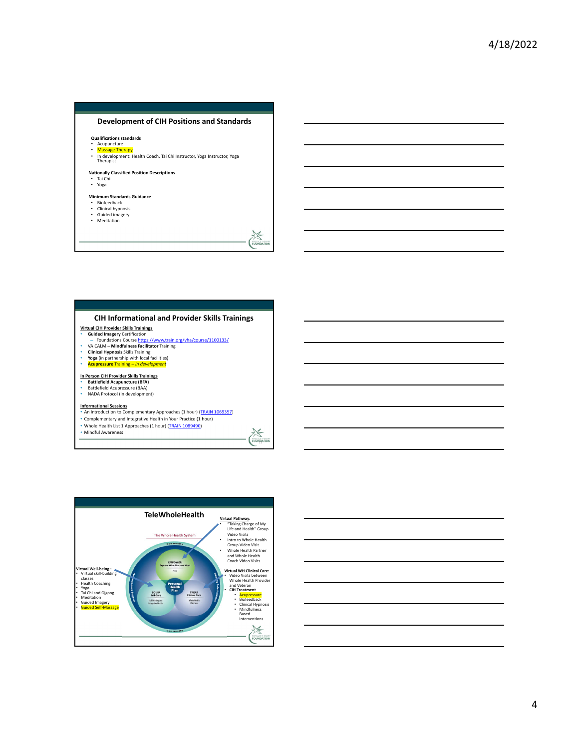## Development of CIH Positions and Standards

**Qualifications standards**
- Acupuncture
- Massage Therapy
- In development: Health Coach, Tai Chi Instructor, Yoga Instructor, Yoga Therapist

**Nationally Classified Position Descriptions**
- Tai Chi
- Yoga

**Minimum Standards Guidance**
- Biofeedback
- Clinical hypnosis
- Guided imagery
- Meditation

## CIH Informational and Provider Skills Trainings

**Virtual CIH Provider Skills Trainings**
- **Guided Imagery** Certification
  - Foundations Course https://www.train.org/vha/course/1100133/
- VA CALM – **Mindfulness Facilitator** Training
- **Clinical Hypnosis** Skills Training
- **Yoga** (in partnership with local facilities)
- **Acupressure** Training – *in development*

**In Person CIH Provider Skills Trainings**
- **Battlefield Acupuncture (BFA)**
- Battlefield Acupressure (BAA)
- NADA Protocol (in development)

**Informational Sessions**
- An Introduction to Complementary Approaches (1 hour) (TRAIN 1069357)
- Complementary and Integrative Health in Your Practice (1 hour)
- Whole Health List 1 Approaches (1 hour) (TRAIN 1089490)
- Mindful Awareness

## TeleWholeHealth

**Virtual Well-being:**
- Virtual skill-building classes
- Health Coaching
- Yoga
- Tai Chi and Qigong
- Meditation
- Guided Imagery
- Guided Self-Massage

**Virtual Pathway:**
- "Taking Charge of My Life and Health" Group Video Visits
- Intro to Whole Health Group Video Visit
- Whole Health Partner and Whole Health Coach Video Visits

**Virtual WH Clinical Care:**
- Video Visits between Whole Health Provider and Veteran
- CIH Treatment
  - Acupressure
  - Biofeedback
  - Clinical Hypnosis
  - Mindfulness Based Interventions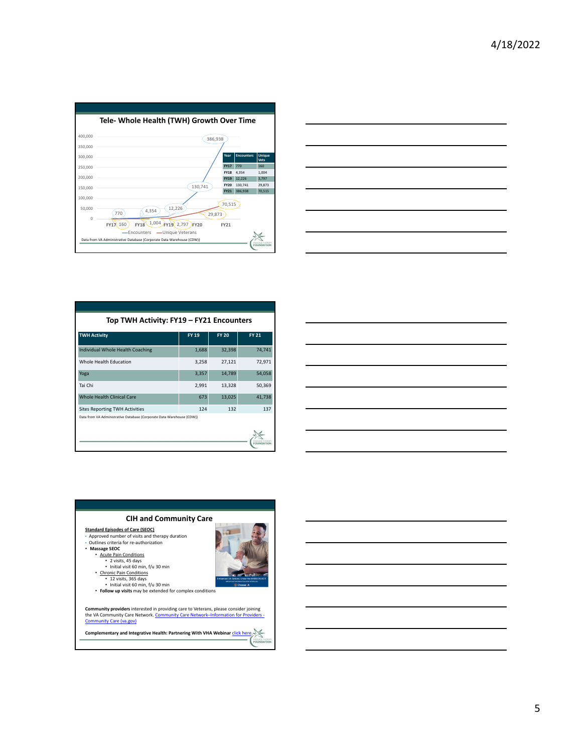## Tele- Whole Health (TWH) Growth Over Time

| Year | Encounters | Unique Vets |
|---|---|---|
| FY17 | 770 | 160 |
| FY18 | 4,354 | 1,004 |
| FY19 | 12,226 | 3,797 |
| FY20 | 130,741 | 29,873 |
| FY21 | 386,938 | 70,515 |

—Encounters —Unique Veterans

Data from VA Administrative Database (Corporate Data Warehouse (CDW))

## Top TWH Activity: FY19 – FY21 Encounters

| TWH Activity | FY 19 | FY 20 | FY 21 |
|---|---|---|---|
| Individual Whole Health Coaching | 1,688 | 32,398 | 74,741 |
| Whole Health Education | 3,258 | 27,121 | 72,971 |
| Yoga | 3,357 | 14,789 | 54,058 |
| Tai Chi | 2,991 | 13,328 | 50,369 |
| Whole Health Clinical Care | 673 | 13,025 | 41,738 |
| Sites Reporting TWH Activities | 124 | 132 | 137 |

Data from VA Administrative Database (Corporate Data Warehouse (CDW))

## CIH and Community Care

**Standard Episodes of Care (SEOC)**

- Approved number of visits and therapy duration
- Outlines criteria for re-authorization
- **Massage SEOC**
  - Acute Pain Conditions
    - 2 visits, 45 days
    - Initial visit 60 min, f/u 30 min
  - Chronic Pain Conditions
    - 12 visits, 365 days
    - Initial visit 60 min, f/u 30 min
- **Follow up visits** may be extended for complex conditions

**Community providers** interested in providing care to Veterans, please consider joining the VA Community Care Network. Community Care Network–Information for Providers - Community Care (va.gov)

**Complementary and Integrative Health: Partnering With VHA Webinar** click here.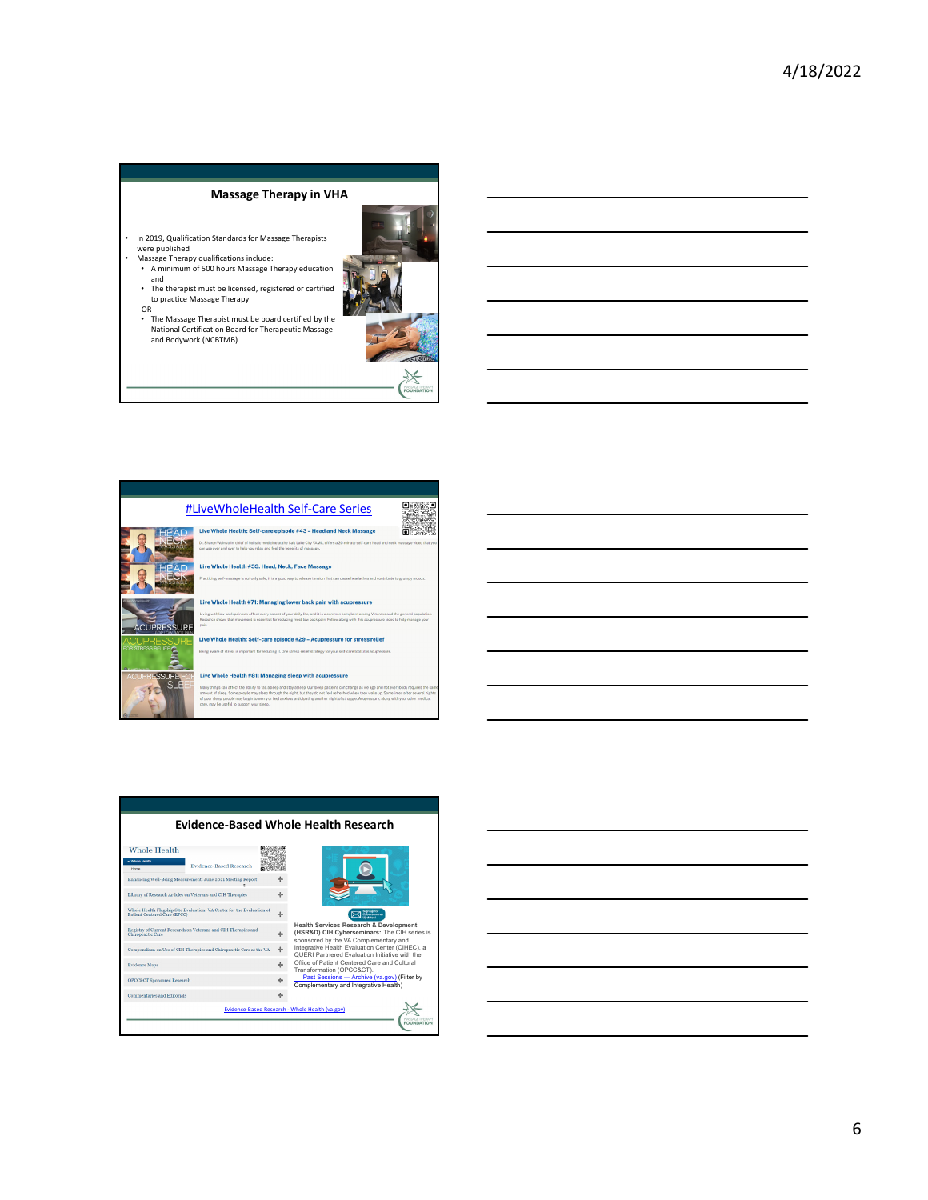## Massage Therapy in VHA

- In 2019, Qualification Standards for Massage Therapists were published
- Massage Therapy qualifications include:
  - A minimum of 500 hours Massage Therapy education and
  - The therapist must be licensed, registered or certified to practice Massage Therapy

  -OR-
  - The Massage Therapist must be board certified by the National Certification Board for Therapeutic Massage and Bodywork (NCBTMB)

## #LiveWholeHealth Self-Care Series

**Live Whole Health: Self-care episode #43 – Head and Neck Massage**

Dr. Sharon Weinstein, chief of holistic medicine at the Salt Lake City VAMC, offers a 20-minute self-care head and neck massage video that you can use over and over to help you relax and feel the benefits of massage.

**Live Whole Health #53: Head, Neck, Face Massage**

Practicing self-massage is not only safe, it is a good way to release tension that can cause headaches and contribute to grumpy moods.

**Live Whole Health #71: Managing lower back pain with acupressure**

Living with low back pain can affect every aspect of your daily life, and it is a common complaint among Veterans and the general population. Research shows that movement is essential for reducing most low back pain. Follow along with this acupressure video to help manage your pain.

**Live Whole Health: Self-care episode #29 – Acupressure for stress relief**

Being aware of stress is important for reducing it. One stress relief strategy for your self-care toolkit is acupressure.

**Live Whole Health #81: Managing sleep with acupressure**

Many things can affect the ability to fall asleep and stay asleep. Our sleep patterns can change as we age and not everybody requires the same amount of sleep. Some people may sleep through the night, but they do not feel refreshed when they wake up. Sometimes after several nights of poor sleep, people may begin to worry or feel anxious anticipating another night of struggle. Acupressure, along with your other medical care, may be useful to support your sleep.

## Evidence-Based Whole Health Research

Whole Health — Evidence-Based Research

- Enhancing Well-Being Measurement: June 2021 Meeting Report
- Library of Research Articles on Veterans and CIH Therapies
- Whole Health Flagship Site Evaluation: VA Center for the Evaluation of Patient Centered Care (EPCC)
- Registry of Current Research on Veterans and CIH Therapies and Chiropractic Care
- Compendium on Use of CIH Therapies and Chiropractic Care at the VA
- Evidence Maps
- OPCC&CT Sponsored Research
- Commentaries and Editorials

Evidence-Based Research - Whole Health (va.gov)

**Health Services Research & Development (HSR&D) CIH Cyberseminars:** The CIH series is sponsored by the VA Complementary and Integrative Health Evaluation Center (CIHEC), a QUERI Partnered Evaluation Initiative with the Office of Patient Centered Care and Cultural Transformation (OPCC&CT).

Past Sessions — Archive (va.gov) (Filter by Complementary and Integrative Health)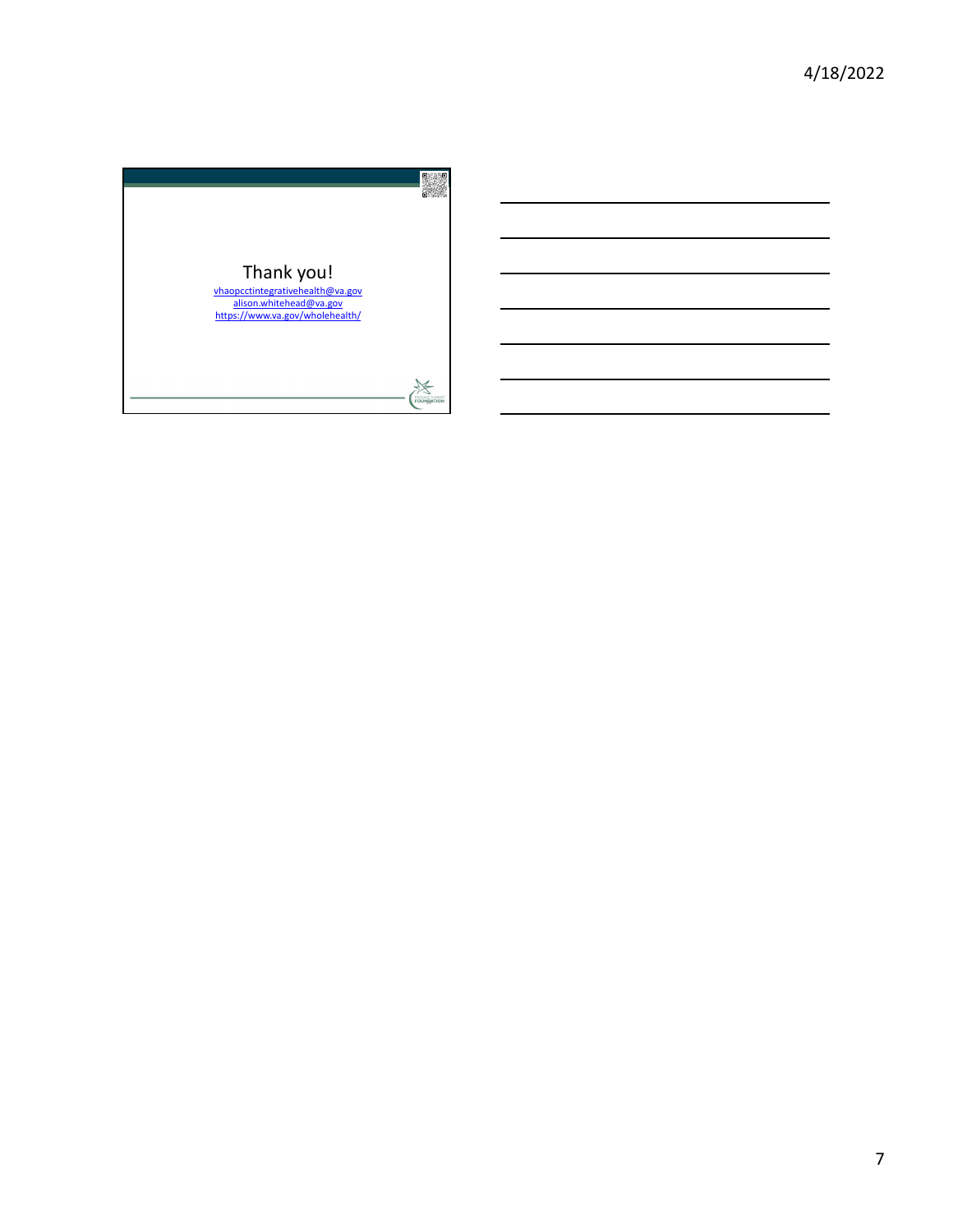Thank you!

vhaopcctintegrativehealth@va.gov

alison.whitehead@va.gov

https://www.va.gov/wholehealth/